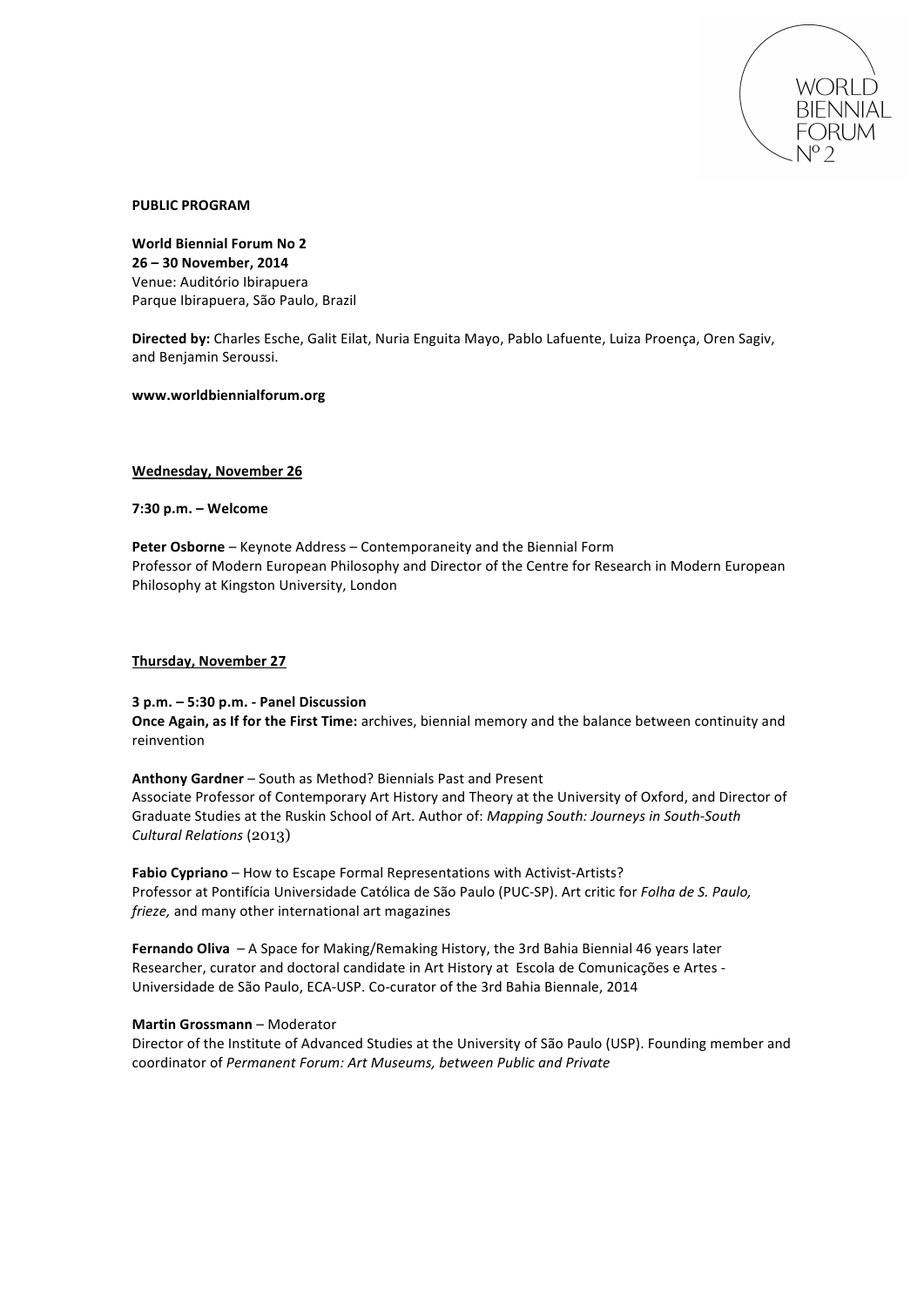WORLD BIENNIAL FORUM Nº 2

**PUBLIC PROGRAM**

**World Biennial Forum No 2**
**26 – 30 November, 2014**
Venue: Auditório Ibirapuera
Parque Ibirapuera, São Paulo, Brazil

**Directed by:** Charles Esche, Galit Eilat, Nuria Enguita Mayo, Pablo Lafuente, Luiza Proença, Oren Sagiv, and Benjamin Seroussi.

**www.worldbiennialforum.org**

**Wednesday, November 26**

**7:30 p.m. – Welcome**

**Peter Osborne** – Keynote Address – Contemporaneity and the Biennial Form
Professor of Modern European Philosophy and Director of the Centre for Research in Modern European Philosophy at Kingston University, London

**Thursday, November 27**

**3 p.m. – 5:30 p.m. - Panel Discussion**
**Once Again, as If for the First Time:** archives, biennial memory and the balance between continuity and reinvention

**Anthony Gardner** – South as Method? Biennials Past and Present
Associate Professor of Contemporary Art History and Theory at the University of Oxford, and Director of Graduate Studies at the Ruskin School of Art. Author of: *Mapping South: Journeys in South-South Cultural Relations* (2013)

**Fabio Cypriano** – How to Escape Formal Representations with Activist-Artists?
Professor at Pontifícia Universidade Católica de São Paulo (PUC-SP). Art critic for *Folha de S. Paulo, frieze,* and many other international art magazines

**Fernando Oliva** – A Space for Making/Remaking History, the 3rd Bahia Biennial 46 years later
Researcher, curator and doctoral candidate in Art History at Escola de Comunicações e Artes - Universidade de São Paulo, ECA-USP. Co-curator of the 3rd Bahia Biennale, 2014

**Martin Grossmann** – Moderator
Director of the Institute of Advanced Studies at the University of São Paulo (USP). Founding member and coordinator of *Permanent Forum: Art Museums, between Public and Private*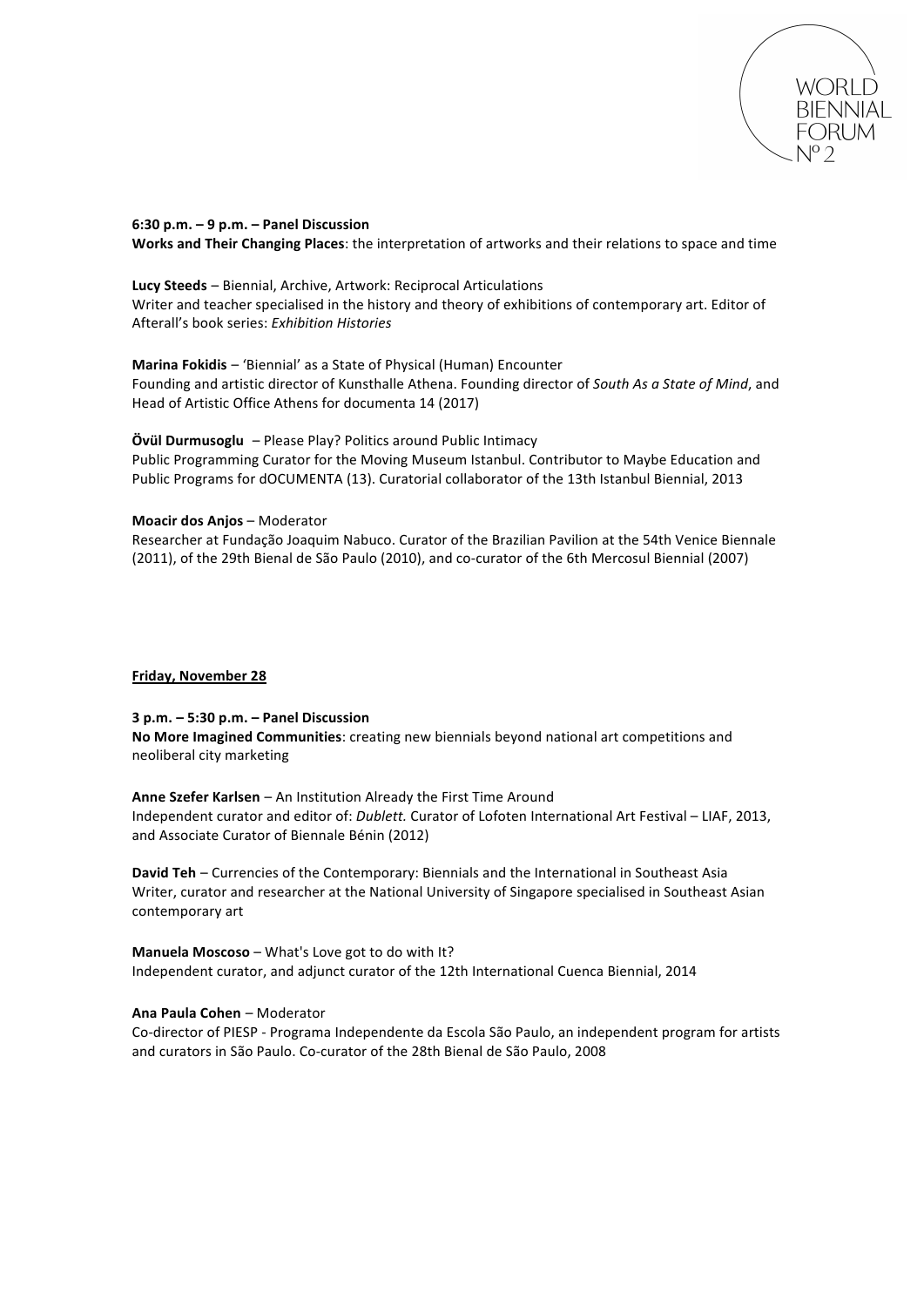**6:30 p.m. – 9 p.m. – Panel Discussion**
**Works and Their Changing Places**: the interpretation of artworks and their relations to space and time

**Lucy Steeds** – Biennial, Archive, Artwork: Reciprocal Articulations
Writer and teacher specialised in the history and theory of exhibitions of contemporary art. Editor of Afterall's book series: *Exhibition Histories*

**Marina Fokidis** – 'Biennial' as a State of Physical (Human) Encounter
Founding and artistic director of Kunsthalle Athena. Founding director of *South As a State of Mind*, and Head of Artistic Office Athens for documenta 14 (2017)

**Övül Durmusoglu** – Please Play? Politics around Public Intimacy
Public Programming Curator for the Moving Museum Istanbul. Contributor to Maybe Education and Public Programs for dOCUMENTA (13). Curatorial collaborator of the 13th Istanbul Biennial, 2013

**Moacir dos Anjos** – Moderator
Researcher at Fundação Joaquim Nabuco. Curator of the Brazilian Pavilion at the 54th Venice Biennale (2011), of the 29th Bienal de São Paulo (2010), and co-curator of the 6th Mercosul Biennial (2007)

## Friday, November 28

**3 p.m. – 5:30 p.m. – Panel Discussion**
**No More Imagined Communities**: creating new biennials beyond national art competitions and neoliberal city marketing

**Anne Szefer Karlsen** – An Institution Already the First Time Around
Independent curator and editor of: *Dublett.* Curator of Lofoten International Art Festival – LIAF, 2013, and Associate Curator of Biennale Bénin (2012)

**David Teh** – Currencies of the Contemporary: Biennials and the International in Southeast Asia
Writer, curator and researcher at the National University of Singapore specialised in Southeast Asian contemporary art

**Manuela Moscoso** – What's Love got to do with It?
Independent curator, and adjunct curator of the 12th International Cuenca Biennial, 2014

**Ana Paula Cohen** – Moderator
Co-director of PIESP - Programa Independente da Escola São Paulo, an independent program for artists and curators in São Paulo. Co-curator of the 28th Bienal de São Paulo, 2008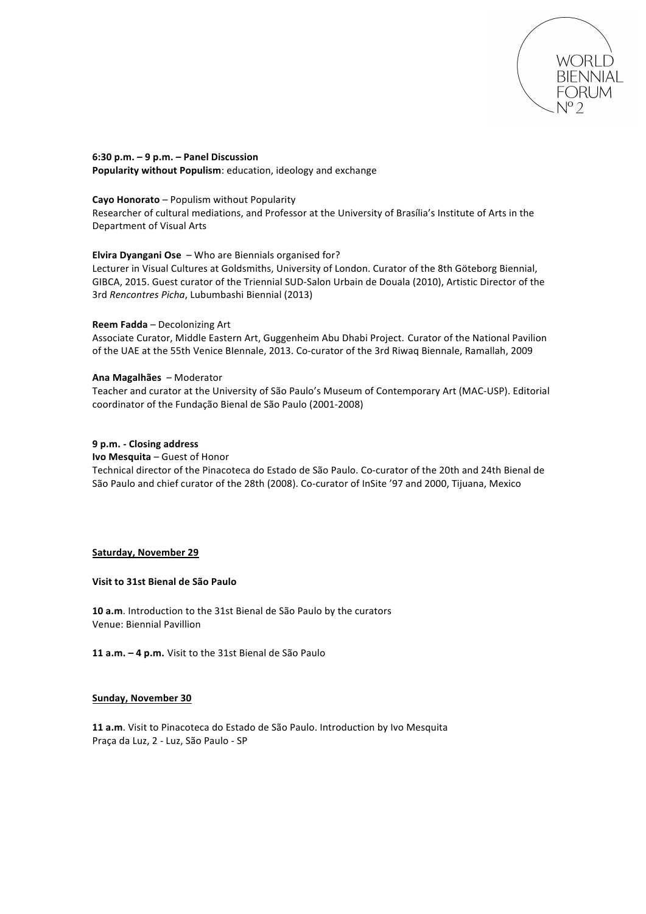**6:30 p.m. – 9 p.m. – Panel Discussion**
**Popularity without Populism**: education, ideology and exchange

**Cayo Honorato** – Populism without Popularity
Researcher of cultural mediations, and Professor at the University of Brasília's Institute of Arts in the Department of Visual Arts

**Elvira Dyangani Ose** – Who are Biennials organised for?
Lecturer in Visual Cultures at Goldsmiths, University of London. Curator of the 8th Göteborg Biennial, GIBCA, 2015. Guest curator of the Triennial SUD-Salon Urbain de Douala (2010), Artistic Director of the 3rd *Rencontres Picha*, Lubumbashi Biennial (2013)

**Reem Fadda** – Decolonizing Art
Associate Curator, Middle Eastern Art, Guggenheim Abu Dhabi Project. Curator of the National Pavilion of the UAE at the 55th Venice BIennale, 2013. Co-curator of the 3rd Riwaq Biennale, Ramallah, 2009

**Ana Magalhães** – Moderator
Teacher and curator at the University of São Paulo's Museum of Contemporary Art (MAC-USP). Editorial coordinator of the Fundação Bienal de São Paulo (2001-2008)

**9 p.m. - Closing address**
**Ivo Mesquita** – Guest of Honor
Technical director of the Pinacoteca do Estado de São Paulo. Co-curator of the 20th and 24th Bienal de São Paulo and chief curator of the 28th (2008). Co-curator of InSite '97 and 2000, Tijuana, Mexico

**Saturday, November 29**

**Visit to 31st Bienal de São Paulo**

**10 a.m**. Introduction to the 31st Bienal de São Paulo by the curators
Venue: Biennial Pavillion

**11 a.m. – 4 p.m.** Visit to the 31st Bienal de São Paulo

**Sunday, November 30**

**11 a.m**. Visit to Pinacoteca do Estado de São Paulo. Introduction by Ivo Mesquita
Praça da Luz, 2 - Luz, São Paulo - SP